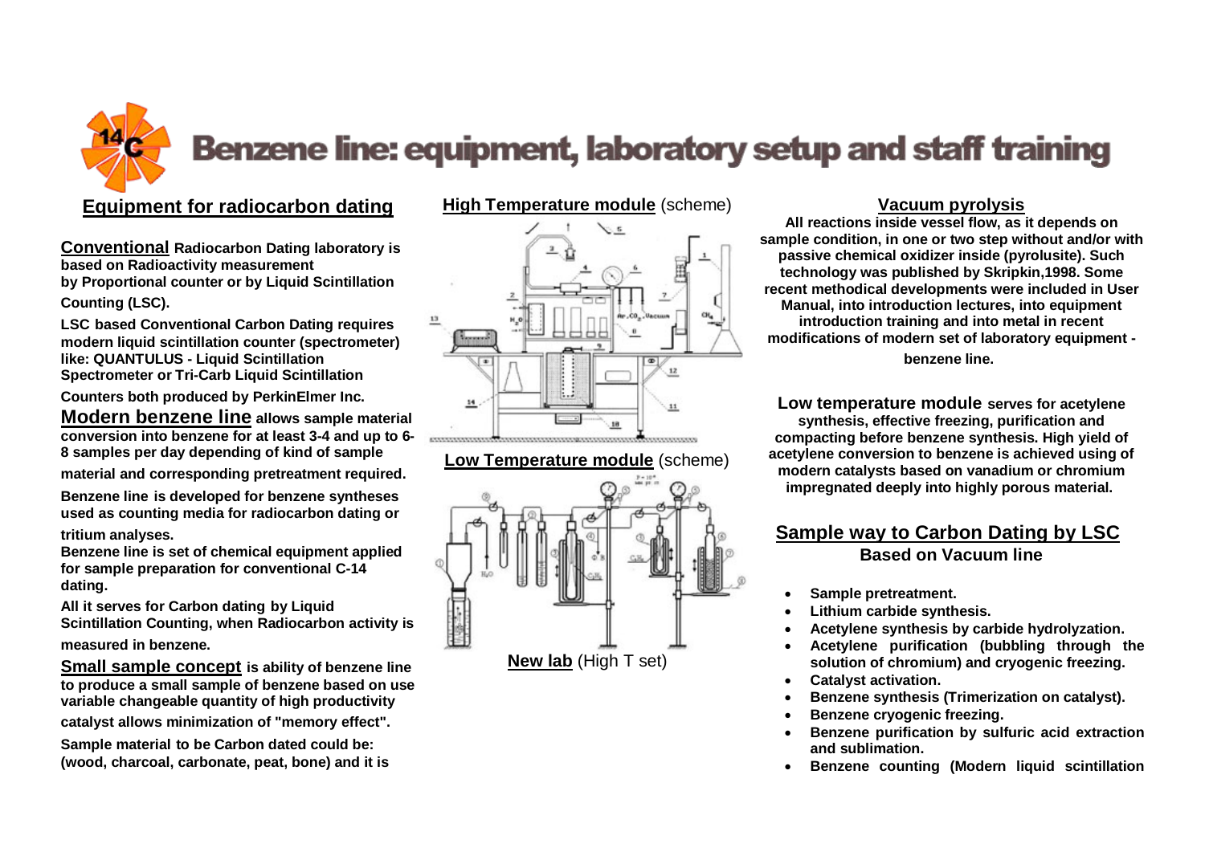# Benzene line: equipment, laboratory setup and staff training

## Equipment for radiocarbon dating

**Conventional** **Radiocarbon Dating laboratory is based on Radioactivity measurement by Proportional counter or by Liquid Scintillation Counting (LSC).**

**LSC based Conventional Carbon Dating requires modern liquid scintillation counter (spectrometer) like: QUANTULUS - Liquid Scintillation Spectrometer or Tri-Carb Liquid Scintillation Counters both produced by PerkinElmer Inc.**

**Modern benzene line** **allows sample material conversion into benzene for at least 3-4 and up to 6-8 samples per day depending of kind of sample material and corresponding pretreatment required.**

**Benzene line is developed for benzene syntheses used as counting media for radiocarbon dating or tritium analyses.**

**Benzene line is set of chemical equipment applied for sample preparation for conventional C-14 dating.**

**All it serves for Carbon dating by Liquid Scintillation Counting, when Radiocarbon activity is measured in benzene.**

**Small sample concept** **is ability of benzene line to produce a small sample of benzene based on use variable changeable quantity of high productivity catalyst allows minimization of "memory effect".**

**Sample material to be Carbon dated could be: (wood, charcoal, carbonate, peat, bone) and it is**

**High Temperature module** (scheme)

**Low Temperature module** (scheme)

**New lab** (High T set)

## Vacuum pyrolysis

**All reactions inside vessel flow, as it depends on sample condition, in one or two step without and/or with passive chemical oxidizer inside (pyrolusite). Such technology was published by Skripkin,1998. Some recent methodical developments were included in User Manual, into introduction lectures, into equipment introduction training and into metal in recent modifications of modern set of laboratory equipment - benzene line.**

**Low temperature module** **serves for acetylene synthesis, effective freezing, purification and compacting before benzene synthesis. High yield of acetylene conversion to benzene is achieved using of modern catalysts based on vanadium or chromium impregnated deeply into highly porous material.**

## Sample way to Carbon Dating by LSC

### Based on Vacuum line

- **Sample pretreatment.**
- **Lithium carbide synthesis.**
- **Acetylene synthesis by carbide hydrolyzation.**
- **Acetylene purification (bubbling through the solution of chromium) and cryogenic freezing.**
- **Catalyst activation.**
- **Benzene synthesis (Trimerization on catalyst).**
- **Benzene cryogenic freezing.**
- **Benzene purification by sulfuric acid extraction and sublimation.**
- **Benzene counting (Modern liquid scintillation**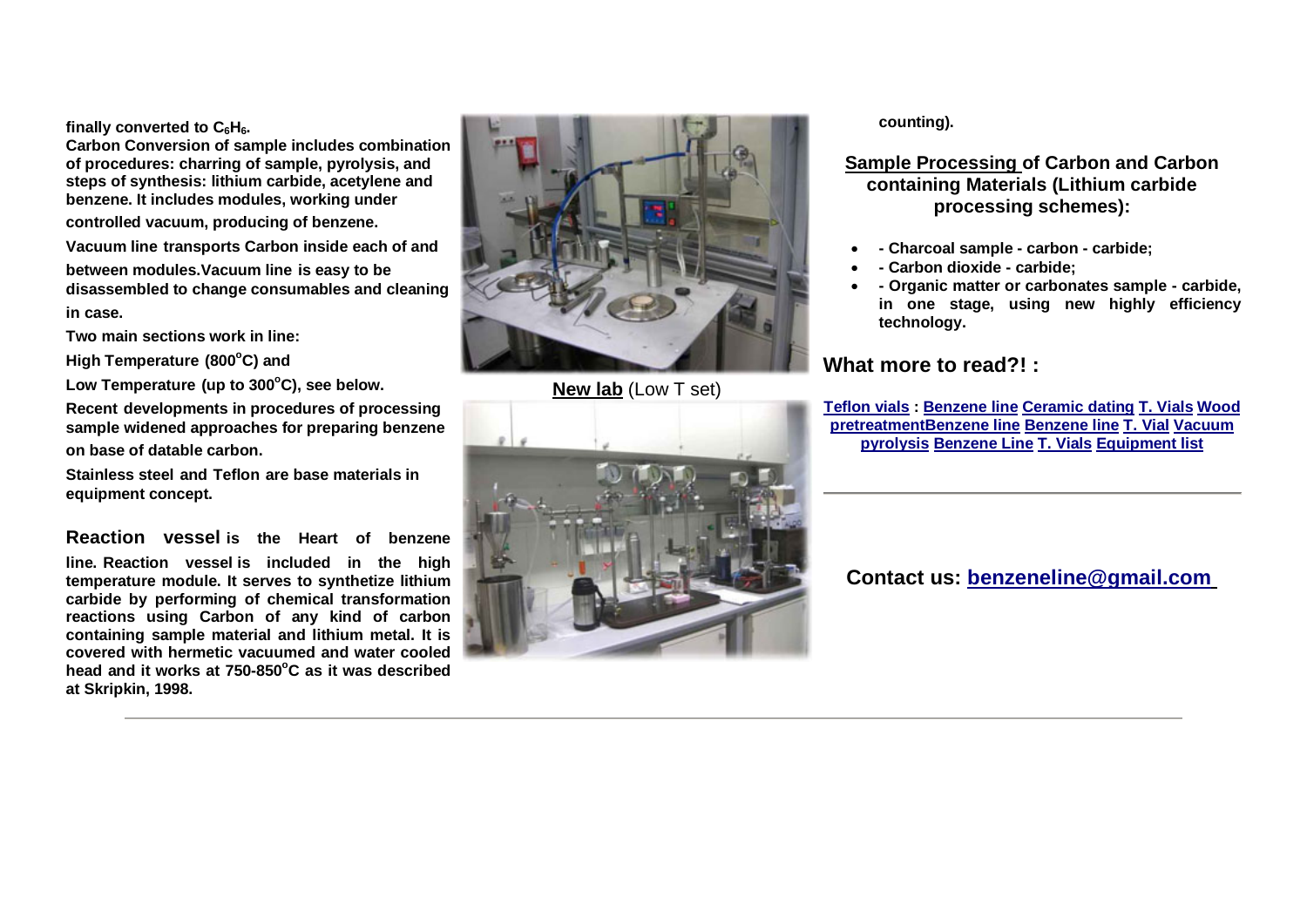**finally converted to $C_6H_6$.**

**Carbon Conversion of sample includes combination of procedures: charring of sample, pyrolysis, and steps of synthesis: lithium carbide, acetylene and benzene. It includes modules, working under controlled vacuum, producing of benzene.**

**Vacuum line transports Carbon inside each of and between modules.Vacuum line is easy to be disassembled to change consumables and cleaning in case.**

**Two main sections work in line:**

**High Temperature (800°C) and**

**Low Temperature (up to 300°C), see below.**

**Recent developments in procedures of processing sample widened approaches for preparing benzene on base of datable carbon.**

**Stainless steel and Teflon are base materials in equipment concept.**

**Reaction vessel is the Heart of benzene line. Reaction vessel is included in the high temperature module. It serves to synthetize lithium carbide by performing of chemical transformation reactions using Carbon of any kind of carbon containing sample material and lithium metal. It is covered with hermetic vacuumed and water cooled head and it works at 750-850°C as it was described at Skripkin, 1998.**

**New lab** (Low T set)

**counting).**

## Sample Processing of Carbon and Carbon containing Materials (Lithium carbide processing schemes):

- **- Charcoal sample - carbon - carbide;**
- **- Carbon dioxide - carbide;**
- **- Organic matter or carbonates sample - carbide, in one stage, using new highly efficiency technology.**

## What more to read?! :

**Teflon vials : Benzene line Ceramic dating T. Vials Wood pretreatmentBenzene line Benzene line T. Vial Vacuum pyrolysis Benzene Line T. Vials Equipment list**

---

## Contact us: benzeneline@gmail.com